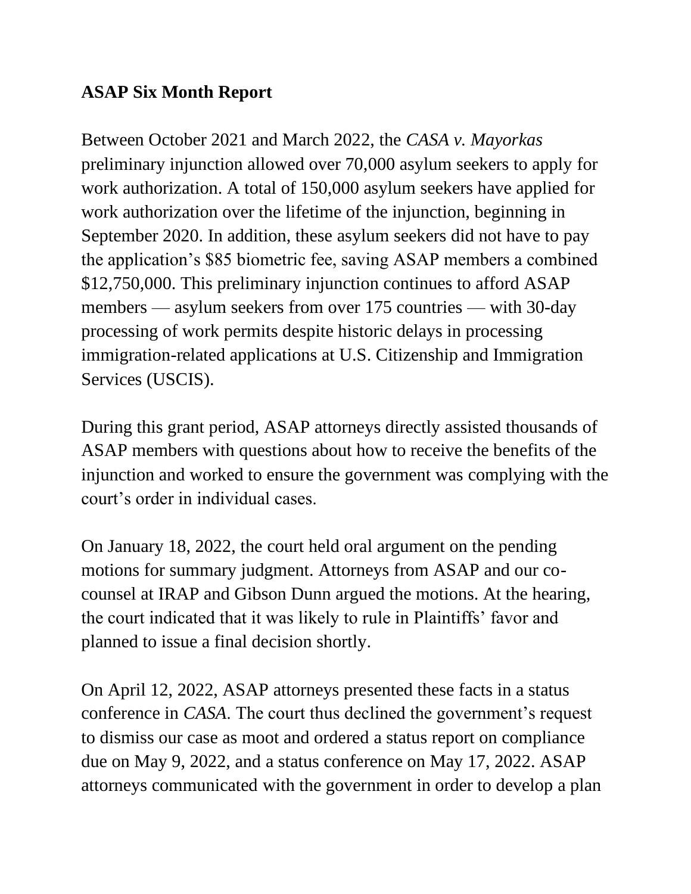**ASAP Six Month Report**

Between October 2021 and March 2022, the *CASA v. Mayorkas* preliminary injunction allowed over 70,000 asylum seekers to apply for work authorization. A total of 150,000 asylum seekers have applied for work authorization over the lifetime of the injunction, beginning in September 2020. In addition, these asylum seekers did not have to pay the application's $85 biometric fee, saving ASAP members a combined $12,750,000. This preliminary injunction continues to afford ASAP members — asylum seekers from over 175 countries — with 30-day processing of work permits despite historic delays in processing immigration-related applications at U.S. Citizenship and Immigration Services (USCIS).

During this grant period, ASAP attorneys directly assisted thousands of ASAP members with questions about how to receive the benefits of the injunction and worked to ensure the government was complying with the court's order in individual cases.

On January 18, 2022, the court held oral argument on the pending motions for summary judgment. Attorneys from ASAP and our co-counsel at IRAP and Gibson Dunn argued the motions. At the hearing, the court indicated that it was likely to rule in Plaintiffs' favor and planned to issue a final decision shortly.

On April 12, 2022, ASAP attorneys presented these facts in a status conference in *CASA*. The court thus declined the government's request to dismiss our case as moot and ordered a status report on compliance due on May 9, 2022, and a status conference on May 17, 2022. ASAP attorneys communicated with the government in order to develop a plan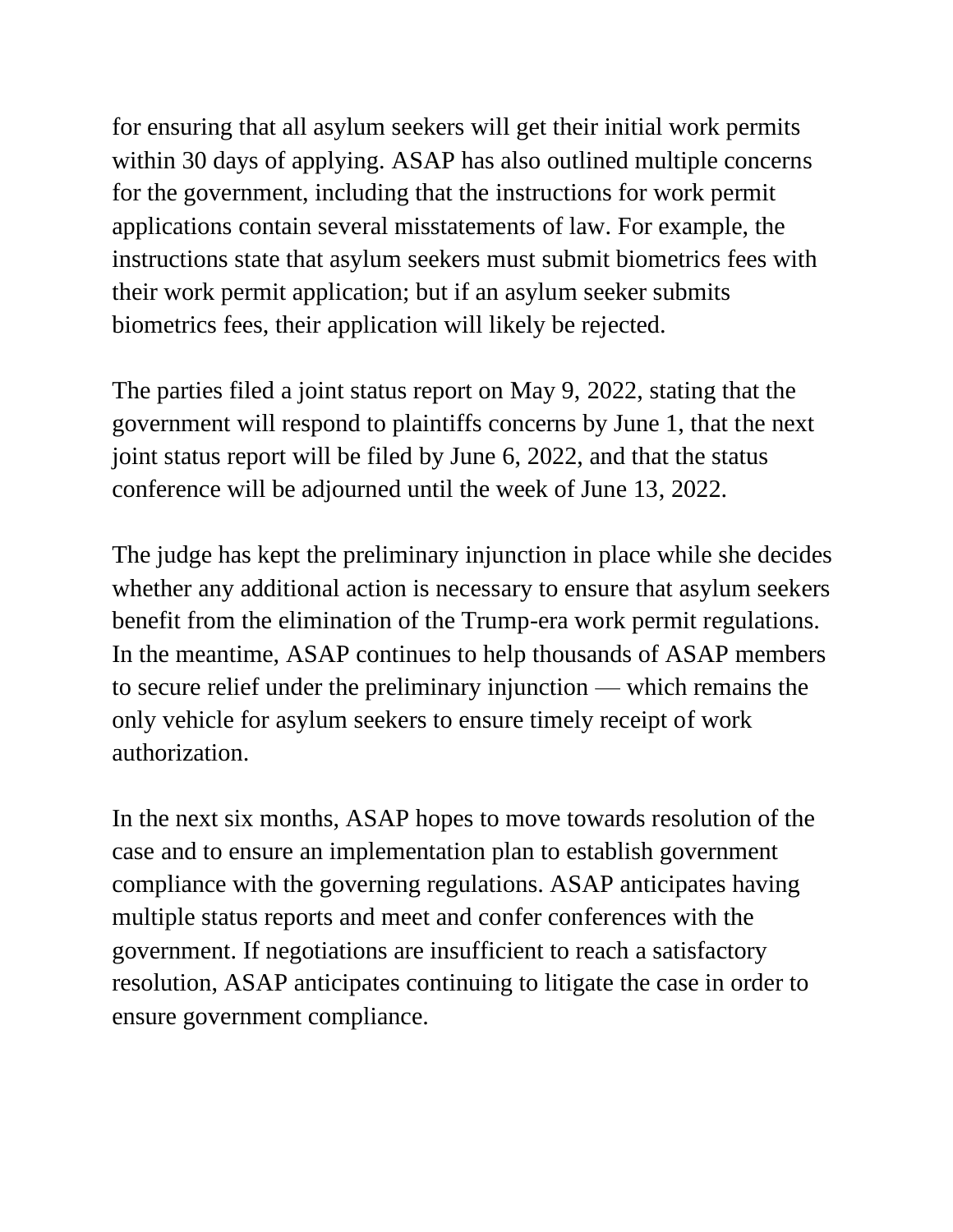for ensuring that all asylum seekers will get their initial work permits within 30 days of applying. ASAP has also outlined multiple concerns for the government, including that the instructions for work permit applications contain several misstatements of law. For example, the instructions state that asylum seekers must submit biometrics fees with their work permit application; but if an asylum seeker submits biometrics fees, their application will likely be rejected.

The parties filed a joint status report on May 9, 2022, stating that the government will respond to plaintiffs concerns by June 1, that the next joint status report will be filed by June 6, 2022, and that the status conference will be adjourned until the week of June 13, 2022.

The judge has kept the preliminary injunction in place while she decides whether any additional action is necessary to ensure that asylum seekers benefit from the elimination of the Trump-era work permit regulations. In the meantime, ASAP continues to help thousands of ASAP members to secure relief under the preliminary injunction — which remains the only vehicle for asylum seekers to ensure timely receipt of work authorization.

In the next six months, ASAP hopes to move towards resolution of the case and to ensure an implementation plan to establish government compliance with the governing regulations. ASAP anticipates having multiple status reports and meet and confer conferences with the government. If negotiations are insufficient to reach a satisfactory resolution, ASAP anticipates continuing to litigate the case in order to ensure government compliance.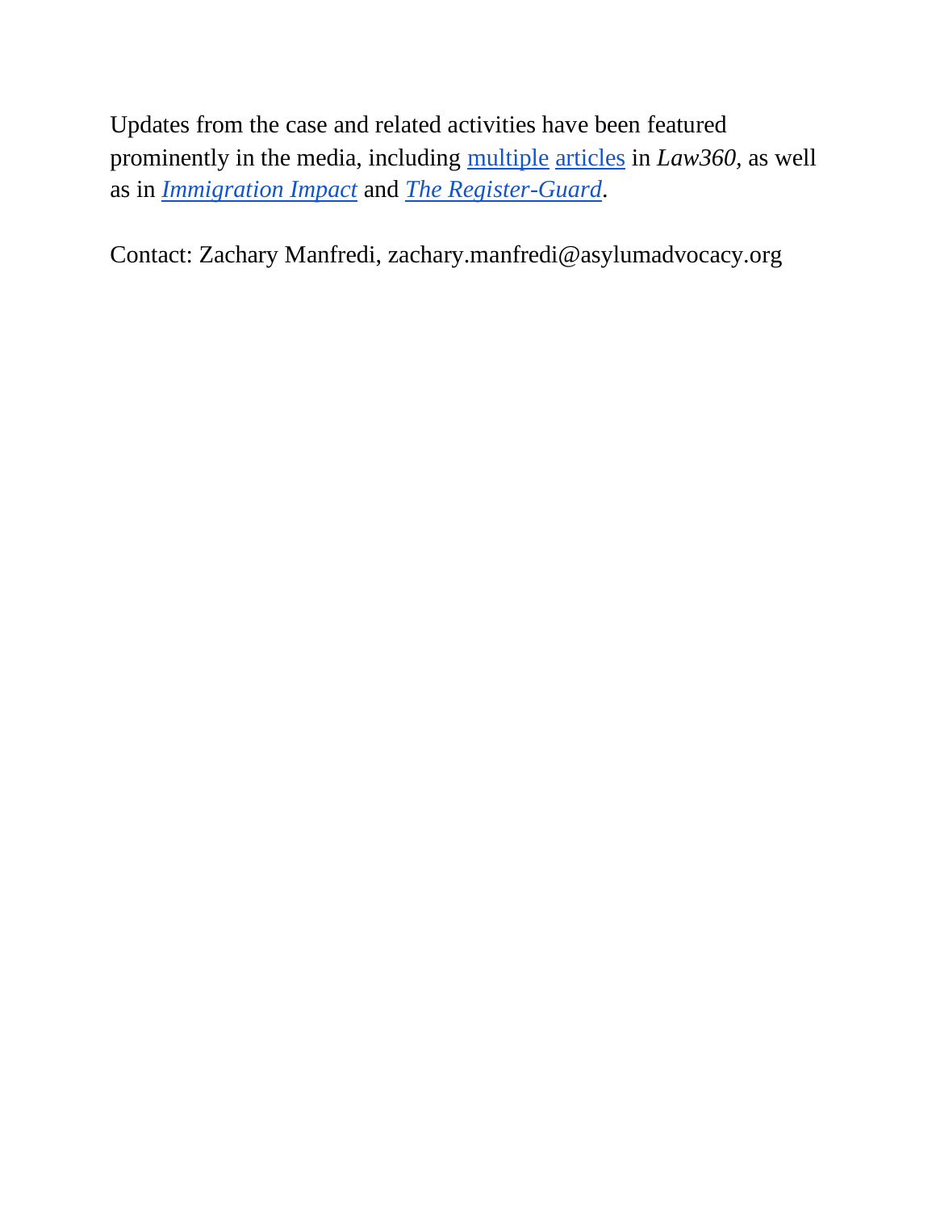Updates from the case and related activities have been featured prominently in the media, including multiple articles in *Law360,* as well as in *Immigration Impact* and *The Register-Guard*.

Contact: Zachary Manfredi, zachary.manfredi@asylumadvocacy.org